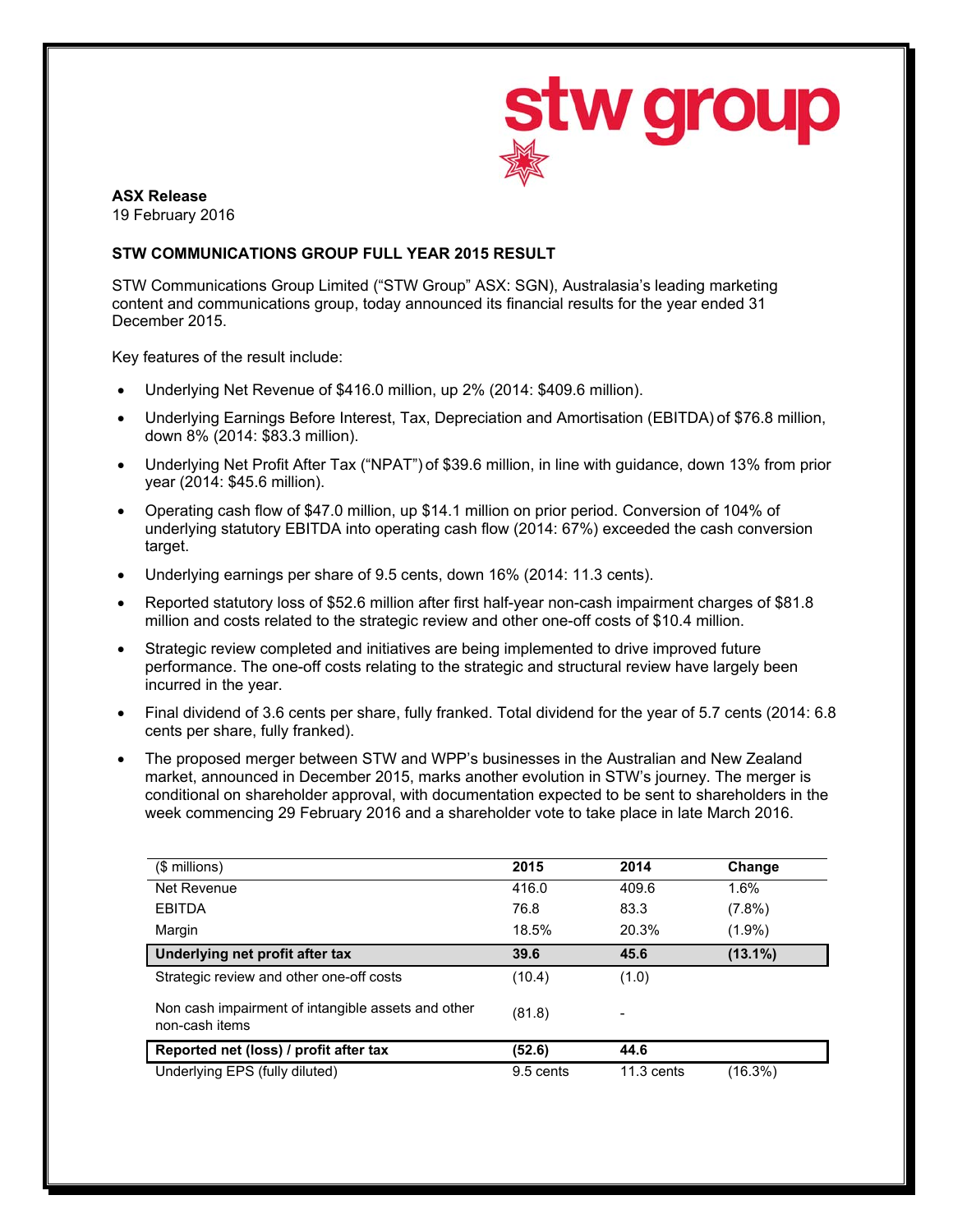**ASX Release**
19 February 2016

**STW COMMUNICATIONS GROUP FULL YEAR 2015 RESULT**

STW Communications Group Limited ("STW Group" ASX: SGN), Australasia's leading marketing content and communications group, today announced its financial results for the year ended 31 December 2015.

Key features of the result include:

- Underlying Net Revenue of $416.0 million, up 2% (2014: $409.6 million).
- Underlying Earnings Before Interest, Tax, Depreciation and Amortisation (EBITDA) of $76.8 million, down 8% (2014: $83.3 million).
- Underlying Net Profit After Tax ("NPAT") of $39.6 million, in line with guidance, down 13% from prior year (2014: $45.6 million).
- Operating cash flow of $47.0 million, up $14.1 million on prior period. Conversion of 104% of underlying statutory EBITDA into operating cash flow (2014: 67%) exceeded the cash conversion target.
- Underlying earnings per share of 9.5 cents, down 16% (2014: 11.3 cents).
- Reported statutory loss of $52.6 million after first half-year non-cash impairment charges of $81.8 million and costs related to the strategic review and other one-off costs of $10.4 million.
- Strategic review completed and initiatives are being implemented to drive improved future performance. The one-off costs relating to the strategic and structural review have largely been incurred in the year.
- Final dividend of 3.6 cents per share, fully franked. Total dividend for the year of 5.7 cents (2014: 6.8 cents per share, fully franked).
- The proposed merger between STW and WPP's businesses in the Australian and New Zealand market, announced in December 2015, marks another evolution in STW's journey. The merger is conditional on shareholder approval, with documentation expected to be sent to shareholders in the week commencing 29 February 2016 and a shareholder vote to take place in late March 2016.

| ($ millions) | 2015 | 2014 | Change |
|---|---|---|---|
| Net Revenue | 416.0 | 409.6 | 1.6% |
| EBITDA | 76.8 | 83.3 | (7.8%) |
| Margin | 18.5% | 20.3% | (1.9%) |
| **Underlying net profit after tax** | **39.6** | **45.6** | **(13.1%)** |
| Strategic review and other one-off costs | (10.4) | (1.0) | |
| Non cash impairment of intangible assets and other non-cash items | (81.8) | - | |
| **Reported net (loss) / profit after tax** | **(52.6)** | **44.6** | |
| Underlying EPS (fully diluted) | 9.5 cents | 11.3 cents | (16.3%) |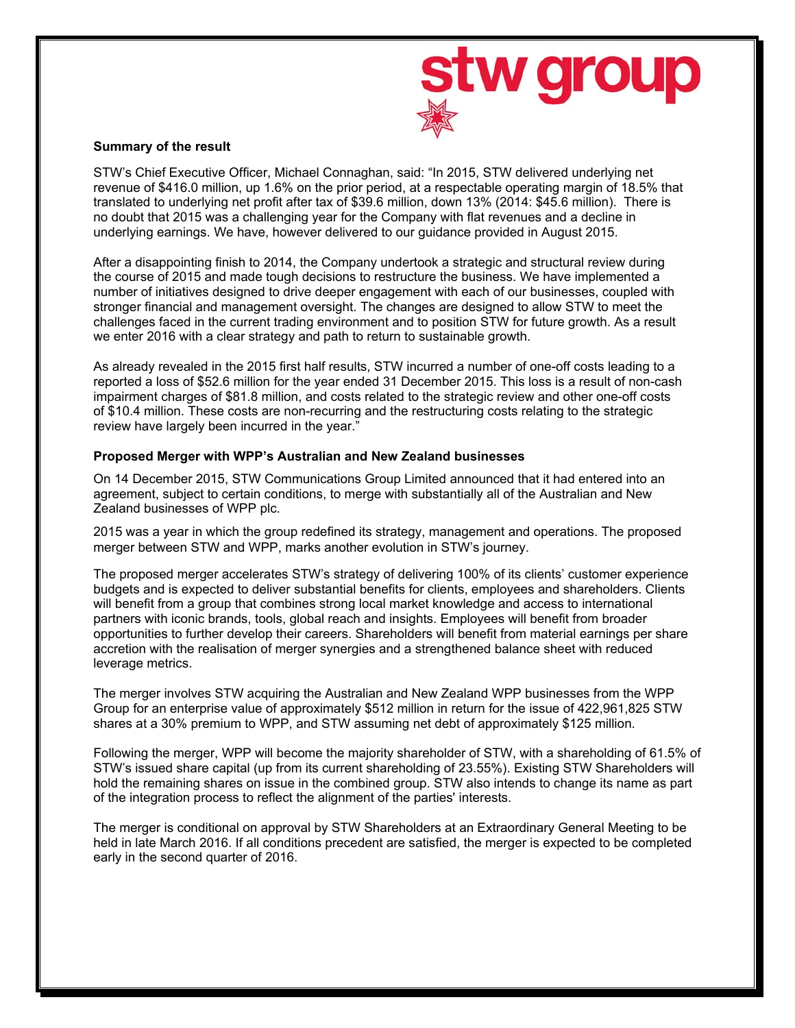**Summary of the result**

STW's Chief Executive Officer, Michael Connaghan, said: "In 2015, STW delivered underlying net revenue of $416.0 million, up 1.6% on the prior period, at a respectable operating margin of 18.5% that translated to underlying net profit after tax of $39.6 million, down 13% (2014: $45.6 million). There is no doubt that 2015 was a challenging year for the Company with flat revenues and a decline in underlying earnings. We have, however delivered to our guidance provided in August 2015.

After a disappointing finish to 2014, the Company undertook a strategic and structural review during the course of 2015 and made tough decisions to restructure the business. We have implemented a number of initiatives designed to drive deeper engagement with each of our businesses, coupled with stronger financial and management oversight. The changes are designed to allow STW to meet the challenges faced in the current trading environment and to position STW for future growth. As a result we enter 2016 with a clear strategy and path to return to sustainable growth.

As already revealed in the 2015 first half results, STW incurred a number of one-off costs leading to a reported a loss of $52.6 million for the year ended 31 December 2015. This loss is a result of non-cash impairment charges of $81.8 million, and costs related to the strategic review and other one-off costs of $10.4 million. These costs are non-recurring and the restructuring costs relating to the strategic review have largely been incurred in the year."

**Proposed Merger with WPP's Australian and New Zealand businesses**

On 14 December 2015, STW Communications Group Limited announced that it had entered into an agreement, subject to certain conditions, to merge with substantially all of the Australian and New Zealand businesses of WPP plc.

2015 was a year in which the group redefined its strategy, management and operations. The proposed merger between STW and WPP, marks another evolution in STW's journey.

The proposed merger accelerates STW's strategy of delivering 100% of its clients' customer experience budgets and is expected to deliver substantial benefits for clients, employees and shareholders. Clients will benefit from a group that combines strong local market knowledge and access to international partners with iconic brands, tools, global reach and insights. Employees will benefit from broader opportunities to further develop their careers. Shareholders will benefit from material earnings per share accretion with the realisation of merger synergies and a strengthened balance sheet with reduced leverage metrics.

The merger involves STW acquiring the Australian and New Zealand WPP businesses from the WPP Group for an enterprise value of approximately $512 million in return for the issue of 422,961,825 STW shares at a 30% premium to WPP, and STW assuming net debt of approximately $125 million.

Following the merger, WPP will become the majority shareholder of STW, with a shareholding of 61.5% of STW's issued share capital (up from its current shareholding of 23.55%). Existing STW Shareholders will hold the remaining shares on issue in the combined group. STW also intends to change its name as part of the integration process to reflect the alignment of the parties' interests.

The merger is conditional on approval by STW Shareholders at an Extraordinary General Meeting to be held in late March 2016. If all conditions precedent are satisfied, the merger is expected to be completed early in the second quarter of 2016.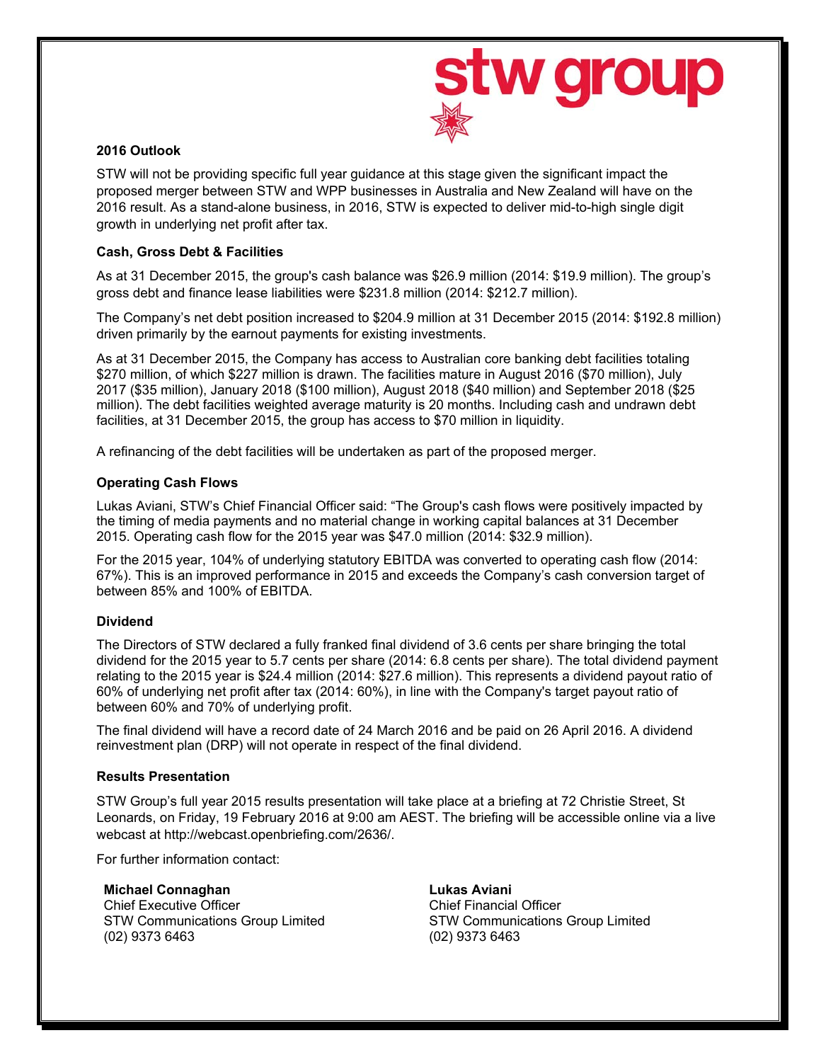### 2016 Outlook

STW will not be providing specific full year guidance at this stage given the significant impact the proposed merger between STW and WPP businesses in Australia and New Zealand will have on the 2016 result. As a stand-alone business, in 2016, STW is expected to deliver mid-to-high single digit growth in underlying net profit after tax.

### Cash, Gross Debt & Facilities

As at 31 December 2015, the group's cash balance was $26.9 million (2014: $19.9 million). The group's gross debt and finance lease liabilities were $231.8 million (2014: $212.7 million).

The Company's net debt position increased to $204.9 million at 31 December 2015 (2014: $192.8 million) driven primarily by the earnout payments for existing investments.

As at 31 December 2015, the Company has access to Australian core banking debt facilities totaling $270 million, of which $227 million is drawn. The facilities mature in August 2016 ($70 million), July 2017 ($35 million), January 2018 ($100 million), August 2018 ($40 million) and September 2018 ($25 million). The debt facilities weighted average maturity is 20 months. Including cash and undrawn debt facilities, at 31 December 2015, the group has access to $70 million in liquidity.

A refinancing of the debt facilities will be undertaken as part of the proposed merger.

### Operating Cash Flows

Lukas Aviani, STW's Chief Financial Officer said: "The Group's cash flows were positively impacted by the timing of media payments and no material change in working capital balances at 31 December 2015. Operating cash flow for the 2015 year was $47.0 million (2014: $32.9 million).

For the 2015 year, 104% of underlying statutory EBITDA was converted to operating cash flow (2014: 67%). This is an improved performance in 2015 and exceeds the Company's cash conversion target of between 85% and 100% of EBITDA.

### Dividend

The Directors of STW declared a fully franked final dividend of 3.6 cents per share bringing the total dividend for the 2015 year to 5.7 cents per share (2014: 6.8 cents per share). The total dividend payment relating to the 2015 year is $24.4 million (2014: $27.6 million). This represents a dividend payout ratio of 60% of underlying net profit after tax (2014: 60%), in line with the Company's target payout ratio of between 60% and 70% of underlying profit.

The final dividend will have a record date of 24 March 2016 and be paid on 26 April 2016. A dividend reinvestment plan (DRP) will not operate in respect of the final dividend.

### Results Presentation

STW Group's full year 2015 results presentation will take place at a briefing at 72 Christie Street, St Leonards, on Friday, 19 February 2016 at 9:00 am AEST. The briefing will be accessible online via a live webcast at http://webcast.openbriefing.com/2636/.

For further information contact:

**Michael Connaghan**
Chief Executive Officer
STW Communications Group Limited
(02) 9373 6463

**Lukas Aviani**
Chief Financial Officer
STW Communications Group Limited
(02) 9373 6463